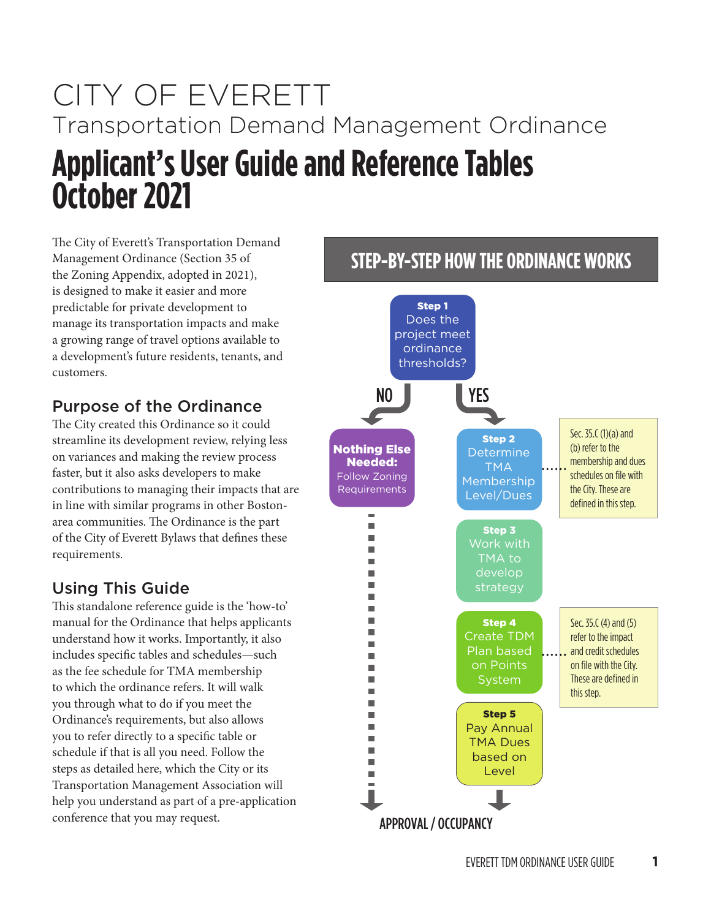# CITY OF EVERETT

Transportation Demand Management Ordinance

# Applicant's User Guide and Reference Tables October 2021

The City of Everett's Transportation Demand Management Ordinance (Section 35 of the Zoning Appendix, adopted in 2021), is designed to make it easier and more predictable for private development to manage its transportation impacts and make a growing range of travel options available to a development's future residents, tenants, and customers.

## Purpose of the Ordinance

The City created this Ordinance so it could streamline its development review, relying less on variances and making the review process faster, but it also asks developers to make contributions to managing their impacts that are in line with similar programs in other Boston-area communities. The Ordinance is the part of the City of Everett Bylaws that defines these requirements.

## Using This Guide

This standalone reference guide is the 'how-to' manual for the Ordinance that helps applicants understand how it works. Importantly, it also includes specific tables and schedules—such as the fee schedule for TMA membership to which the ordinance refers. It will walk you through what to do if you meet the Ordinance's requirements, but also allows you to refer directly to a specific table or schedule if that is all you need. Follow the steps as detailed here, which the City or its Transportation Management Association will help you understand as part of a pre-application conference that you may request.

## STEP-BY-STEP HOW THE ORDINANCE WORKS

**Step 1** Does the project meet ordinance thresholds?

- **NO** → **Nothing Else Needed:** Follow Zoning Requirements → APPROVAL / OCCUPANCY
- **YES** →
  - **Step 2** Determine TMA Membership Level/Dues
    - Sec. 35.C (1)(a) and (b) refer to the membership and dues schedules on file with the City. These are defined in this step.
  - **Step 3** Work with TMA to develop strategy
  - **Step 4** Create TDM Plan based on Points System
    - Sec. 35.C (4) and (5) refer to the impact and credit schedules on file with the City. These are defined in this step.
  - **Step 5** Pay Annual TMA Dues based on Level
  - → APPROVAL / OCCUPANCY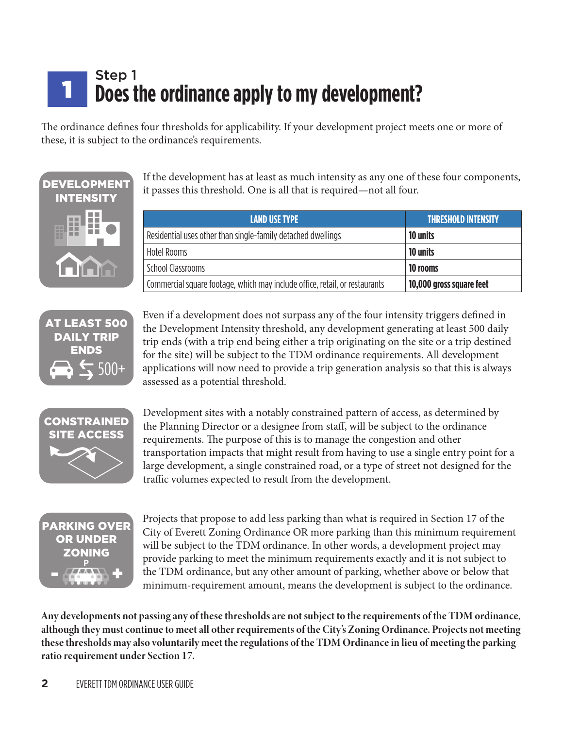## Step 1

# Does the ordinance apply to my development?

The ordinance defines four thresholds for applicability. If your development project meets one or more of these, it is subject to the ordinance's requirements.

### DEVELOPMENT INTENSITY

If the development has at least as much intensity as any one of these four components, it passes this threshold. One is all that is required—not all four.

| LAND USE TYPE | THRESHOLD INTENSITY |
|---|---|
| Residential uses other than single-family detached dwellings | **10 units** |
| Hotel Rooms | **10 units** |
| School Classrooms | **10 rooms** |
| Commercial square footage, which may include office, retail, or restaurants | **10,000 gross square feet** |

### AT LEAST 500 DAILY TRIP ENDS

500+

Even if a development does not surpass any of the four intensity triggers defined in the Development Intensity threshold, any development generating at least 500 daily trip ends (with a trip end being either a trip originating on the site or a trip destined for the site) will be subject to the TDM ordinance requirements. All development applications will now need to provide a trip generation analysis so that this is always assessed as a potential threshold.

### CONSTRAINED SITE ACCESS

Development sites with a notably constrained pattern of access, as determined by the Planning Director or a designee from staff, will be subject to the ordinance requirements. The purpose of this is to manage the congestion and other transportation impacts that might result from having to use a single entry point for a large development, a single constrained road, or a type of street not designed for the traffic volumes expected to result from the development.

### PARKING OVER OR UNDER ZONING

Projects that propose to add less parking than what is required in Section 17 of the City of Everett Zoning Ordinance OR more parking than this minimum requirement will be subject to the TDM ordinance. In other words, a development project may provide parking to meet the minimum requirements exactly and it is not subject to the TDM ordinance, but any other amount of parking, whether above or below that minimum-requirement amount, means the development is subject to the ordinance.

**Any developments not passing any of these thresholds are not subject to the requirements of the TDM ordinance, although they must continue to meet all other requirements of the City's Zoning Ordinance. Projects not meeting these thresholds may also voluntarily meet the regulations of the TDM Ordinance in lieu of meeting the parking ratio requirement under Section 17.**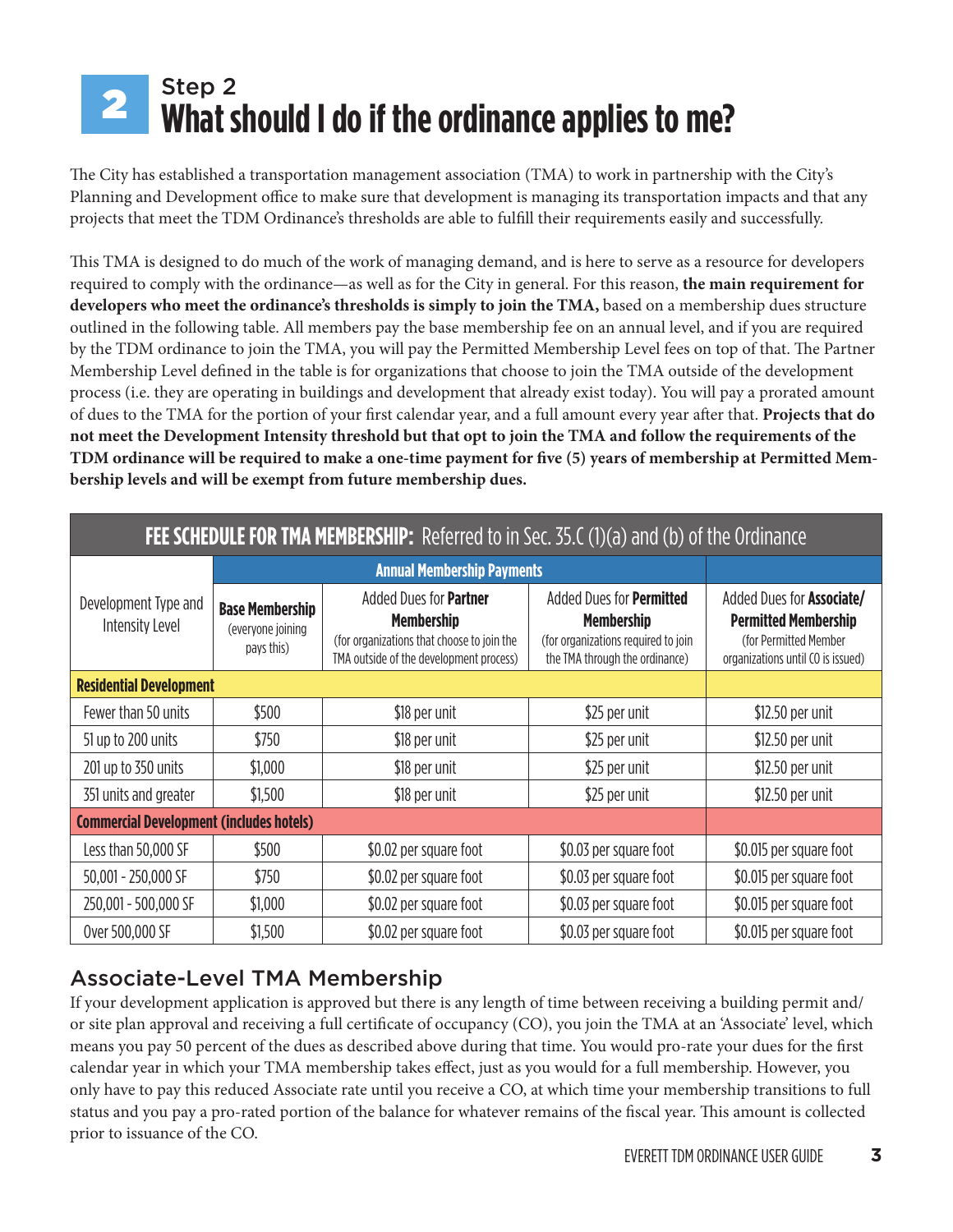# 2 Step 2 What should I do if the ordinance applies to me?

The City has established a transportation management association (TMA) to work in partnership with the City's Planning and Development office to make sure that development is managing its transportation impacts and that any projects that meet the TDM Ordinance's thresholds are able to fulfill their requirements easily and successfully.

This TMA is designed to do much of the work of managing demand, and is here to serve as a resource for developers required to comply with the ordinance—as well as for the City in general. For this reason, **the main requirement for developers who meet the ordinance's thresholds is simply to join the TMA,** based on a membership dues structure outlined in the following table. All members pay the base membership fee on an annual level, and if you are required by the TDM ordinance to join the TMA, you will pay the Permitted Membership Level fees on top of that. The Partner Membership Level defined in the table is for organizations that choose to join the TMA outside of the development process (i.e. they are operating in buildings and development that already exist today). You will pay a prorated amount of dues to the TMA for the portion of your first calendar year, and a full amount every year after that. **Projects that do not meet the Development Intensity threshold but that opt to join the TMA and follow the requirements of the TDM ordinance will be required to make a one-time payment for five (5) years of membership at Permitted Membership levels and will be exempt from future membership dues.**

**FEE SCHEDULE FOR TMA MEMBERSHIP:** Referred to in Sec. 35.C (1)(a) and (b) of the Ordinance

| Development Type and Intensity Level | Annual Membership Payments | | | |
|---|---|---|---|---|
| | **Base Membership** (everyone joining pays this) | Added Dues for **Partner Membership** (for organizations that choose to join the TMA outside of the development process) | Added Dues for **Permitted Membership** (for organizations required to join the TMA through the ordinance) | Added Dues for **Associate/ Permitted Membership** (for Permitted Member organizations until CO is issued) |
| **Residential Development** | | | | |
| Fewer than 50 units | $500 | $18 per unit | $25 per unit | $12.50 per unit |
| 51 up to 200 units | $750 | $18 per unit | $25 per unit | $12.50 per unit |
| 201 up to 350 units | $1,000 | $18 per unit | $25 per unit | $12.50 per unit |
| 351 units and greater | $1,500 | $18 per unit | $25 per unit | $12.50 per unit |
| **Commercial Development (includes hotels)** | | | | |
| Less than 50,000 SF | $500 | $0.02 per square foot | $0.03 per square foot | $0.015 per square foot |
| 50,001 - 250,000 SF | $750 | $0.02 per square foot | $0.03 per square foot | $0.015 per square foot |
| 250,001 - 500,000 SF | $1,000 | $0.02 per square foot | $0.03 per square foot | $0.015 per square foot |
| Over 500,000 SF | $1,500 | $0.02 per square foot | $0.03 per square foot | $0.015 per square foot |

## Associate-Level TMA Membership

If your development application is approved but there is any length of time between receiving a building permit and/or site plan approval and receiving a full certificate of occupancy (CO), you join the TMA at an 'Associate' level, which means you pay 50 percent of the dues as described above during that time. You would pro-rate your dues for the first calendar year in which your TMA membership takes effect, just as you would for a full membership. However, you only have to pay this reduced Associate rate until you receive a CO, at which time your membership transitions to full status and you pay a pro-rated portion of the balance for whatever remains of the fiscal year. This amount is collected prior to issuance of the CO.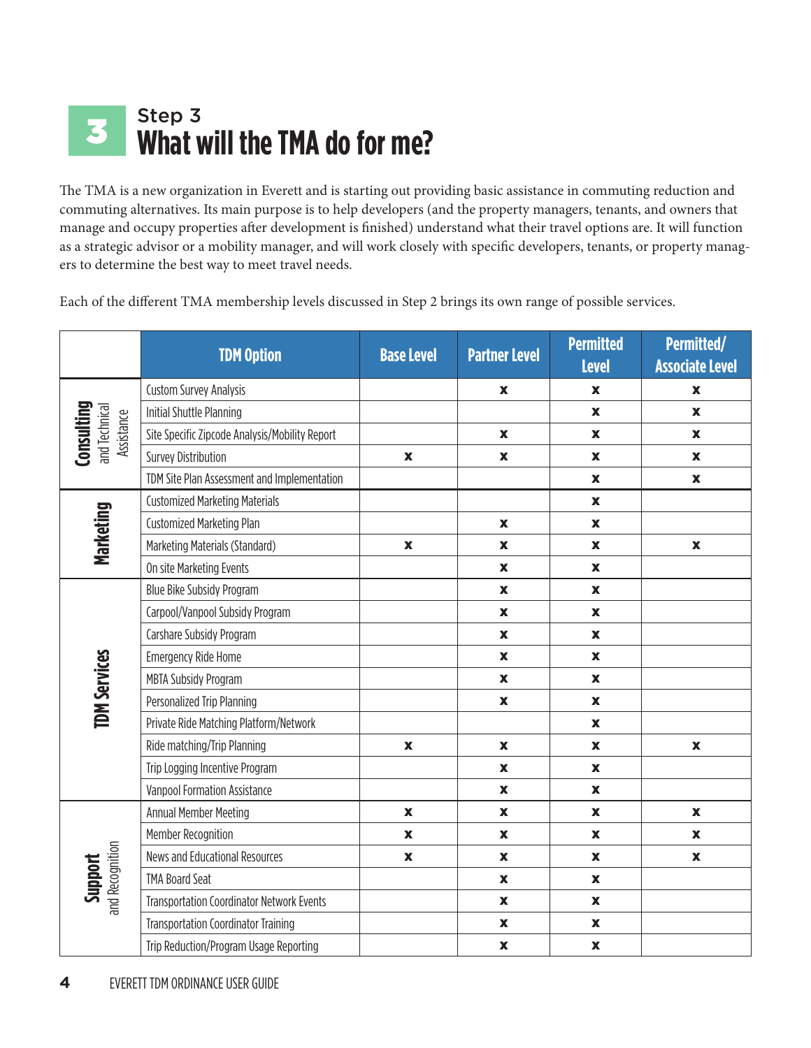## Step 3 What will the TMA do for me?

The TMA is a new organization in Everett and is starting out providing basic assistance in commuting reduction and commuting alternatives. Its main purpose is to help developers (and the property managers, tenants, and owners that manage and occupy properties after development is finished) understand what their travel options are. It will function as a strategic advisor or a mobility manager, and will work closely with specific developers, tenants, or property managers to determine the best way to meet travel needs.

Each of the different TMA membership levels discussed in Step 2 brings its own range of possible services.

| | TDM Option | Base Level | Partner Level | Permitted Level | Permitted/ Associate Level |
|---|---|---|---|---|---|
| **Consulting** and Technical Assistance | Custom Survey Analysis | | x | x | x |
| | Initial Shuttle Planning | | | x | x |
| | Site Specific Zipcode Analysis/Mobility Report | | x | x | x |
| | Survey Distribution | x | x | x | x |
| | TDM Site Plan Assessment and Implementation | | | x | x |
| **Marketing** | Customized Marketing Materials | | | x | |
| | Customized Marketing Plan | | x | x | |
| | Marketing Materials (Standard) | x | x | x | x |
| | On site Marketing Events | | x | x | |
| **TDM Services** | Blue Bike Subsidy Program | | x | x | |
| | Carpool/Vanpool Subsidy Program | | x | x | |
| | Carshare Subsidy Program | | x | x | |
| | Emergency Ride Home | | x | x | |
| | MBTA Subsidy Program | | x | x | |
| | Personalized Trip Planning | | x | x | |
| | Private Ride Matching Platform/Network | | | x | |
| | Ride matching/Trip Planning | x | x | x | x |
| | Trip Logging Incentive Program | | x | x | |
| | Vanpool Formation Assistance | | x | x | |
| **Support** and Recognition | Annual Member Meeting | x | x | x | x |
| | Member Recognition | x | x | x | x |
| | News and Educational Resources | x | x | x | x |
| | TMA Board Seat | | x | x | |
| | Transportation Coordinator Network Events | | x | x | |
| | Transportation Coordinator Training | | x | x | |
| | Trip Reduction/Program Usage Reporting | | x | x | |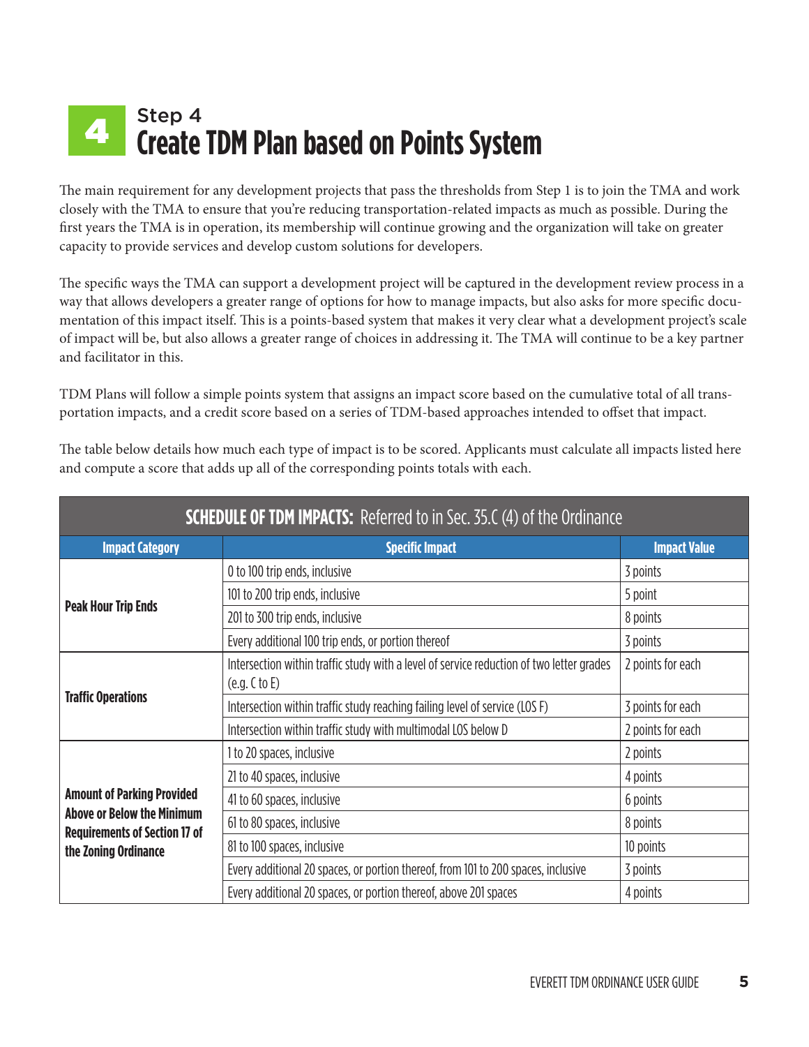# 4 Step 4
## Create TDM Plan based on Points System

The main requirement for any development projects that pass the thresholds from Step 1 is to join the TMA and work closely with the TMA to ensure that you're reducing transportation-related impacts as much as possible. During the first years the TMA is in operation, its membership will continue growing and the organization will take on greater capacity to provide services and develop custom solutions for developers.

The specific ways the TMA can support a development project will be captured in the development review process in a way that allows developers a greater range of options for how to manage impacts, but also asks for more specific documentation of this impact itself. This is a points-based system that makes it very clear what a development project's scale of impact will be, but also allows a greater range of choices in addressing it. The TMA will continue to be a key partner and facilitator in this.

TDM Plans will follow a simple points system that assigns an impact score based on the cumulative total of all transportation impacts, and a credit score based on a series of TDM-based approaches intended to offset that impact.

The table below details how much each type of impact is to be scored. Applicants must calculate all impacts listed here and compute a score that adds up all of the corresponding points totals with each.

**SCHEDULE OF TDM IMPACTS:** Referred to in Sec. 35.C (4) of the Ordinance

| Impact Category | Specific Impact | Impact Value |
|---|---|---|
| **Peak Hour Trip Ends** | 0 to 100 trip ends, inclusive | 3 points |
| | 101 to 200 trip ends, inclusive | 5 point |
| | 201 to 300 trip ends, inclusive | 8 points |
| | Every additional 100 trip ends, or portion thereof | 3 points |
| **Traffic Operations** | Intersection within traffic study with a level of service reduction of two letter grades (e.g. C to E) | 2 points for each |
| | Intersection within traffic study reaching failing level of service (LOS F) | 3 points for each |
| | Intersection within traffic study with multimodal LOS below D | 2 points for each |
| **Amount of Parking Provided Above or Below the Minimum Requirements of Section 17 of the Zoning Ordinance** | 1 to 20 spaces, inclusive | 2 points |
| | 21 to 40 spaces, inclusive | 4 points |
| | 41 to 60 spaces, inclusive | 6 points |
| | 61 to 80 spaces, inclusive | 8 points |
| | 81 to 100 spaces, inclusive | 10 points |
| | Every additional 20 spaces, or portion thereof, from 101 to 200 spaces, inclusive | 3 points |
| | Every additional 20 spaces, or portion thereof, above 201 spaces | 4 points |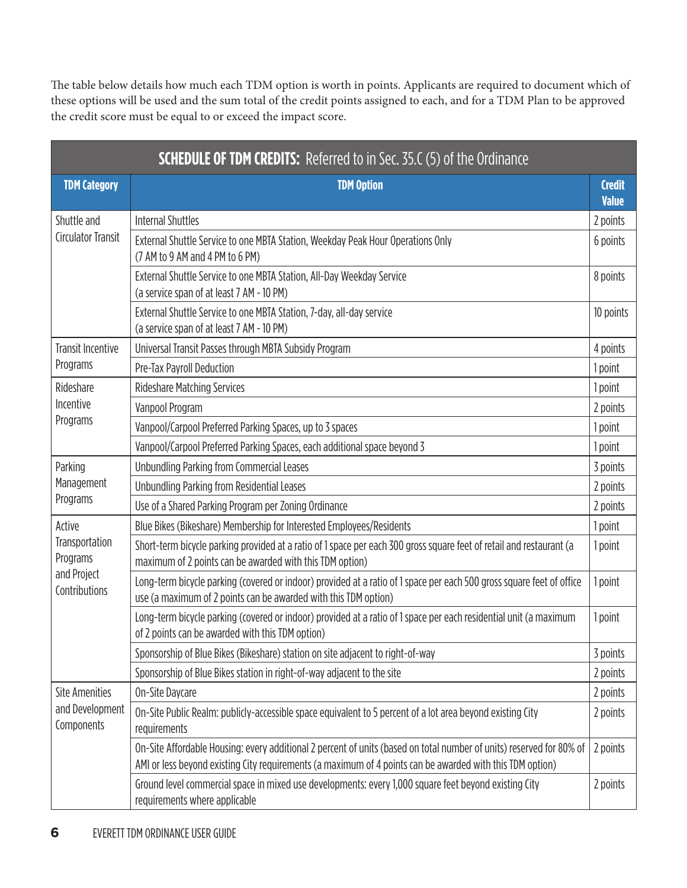The table below details how much each TDM option is worth in points. Applicants are required to document which of these options will be used and the sum total of the credit points assigned to each, and for a TDM Plan to be approved the credit score must be equal to or exceed the impact score.

| **SCHEDULE OF TDM CREDITS:** Referred to in Sec. 35.C (5) of the Ordinance | | |
|---|---|---|
| **TDM Category** | **TDM Option** | **Credit Value** |
| Shuttle and Circulator Transit | Internal Shuttles | 2 points |
| | External Shuttle Service to one MBTA Station, Weekday Peak Hour Operations Only (7 AM to 9 AM and 4 PM to 6 PM) | 6 points |
| | External Shuttle Service to one MBTA Station, All-Day Weekday Service (a service span of at least 7 AM - 10 PM) | 8 points |
| | External Shuttle Service to one MBTA Station, 7-day, all-day service (a service span of at least 7 AM - 10 PM) | 10 points |
| Transit Incentive Programs | Universal Transit Passes through MBTA Subsidy Program | 4 points |
| | Pre-Tax Payroll Deduction | 1 point |
| Rideshare Incentive Programs | Rideshare Matching Services | 1 point |
| | Vanpool Program | 2 points |
| | Vanpool/Carpool Preferred Parking Spaces, up to 3 spaces | 1 point |
| | Vanpool/Carpool Preferred Parking Spaces, each additional space beyond 3 | 1 point |
| Parking Management Programs | Unbundling Parking from Commercial Leases | 3 points |
| | Unbundling Parking from Residential Leases | 2 points |
| | Use of a Shared Parking Program per Zoning Ordinance | 2 points |
| Active Transportation Programs and Project Contributions | Blue Bikes (Bikeshare) Membership for Interested Employees/Residents | 1 point |
| | Short-term bicycle parking provided at a ratio of 1 space per each 300 gross square feet of retail and restaurant (a maximum of 2 points can be awarded with this TDM option) | 1 point |
| | Long-term bicycle parking (covered or indoor) provided at a ratio of 1 space per each 500 gross square feet of office use (a maximum of 2 points can be awarded with this TDM option) | 1 point |
| | Long-term bicycle parking (covered or indoor) provided at a ratio of 1 space per each residential unit (a maximum of 2 points can be awarded with this TDM option) | 1 point |
| | Sponsorship of Blue Bikes (Bikeshare) station on site adjacent to right-of-way | 3 points |
| | Sponsorship of Blue Bikes station in right-of-way adjacent to the site | 2 points |
| Site Amenities and Development Components | On-Site Daycare | 2 points |
| | On-Site Public Realm: publicly-accessible space equivalent to 5 percent of a lot area beyond existing City requirements | 2 points |
| | On-Site Affordable Housing: every additional 2 percent of units (based on total number of units) reserved for 80% of AMI or less beyond existing City requirements (a maximum of 4 points can be awarded with this TDM option) | 2 points |
| | Ground level commercial space in mixed use developments: every 1,000 square feet beyond existing City requirements where applicable | 2 points |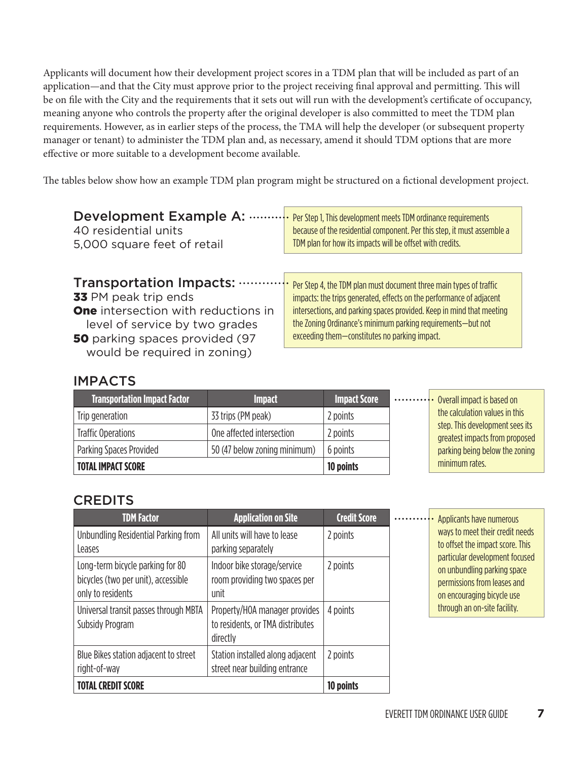Applicants will document how their development project scores in a TDM plan that will be included as part of an application—and that the City must approve prior to the project receiving final approval and permitting. This will be on file with the City and the requirements that it sets out will run with the development's certificate of occupancy, meaning anyone who controls the property after the original developer is also committed to meet the TDM plan requirements. However, as in earlier steps of the process, the TMA will help the developer (or subsequent property manager or tenant) to administer the TDM plan and, as necessary, amend it should TDM options that are more effective or more suitable to a development become available.

The tables below show how an example TDM plan program might be structured on a fictional development project.

## Development Example A:

40 residential units
5,000 square feet of retail

> Per Step 1, This development meets TDM ordinance requirements because of the residential component. Per this step, it must assemble a TDM plan for how its impacts will be offset with credits.

## Transportation Impacts:

**33** PM peak trip ends
**One** intersection with reductions in level of service by two grades
**50** parking spaces provided (97 would be required in zoning)

> Per Step 4, the TDM plan must document three main types of traffic impacts: the trips generated, effects on the performance of adjacent intersections, and parking spaces provided. Keep in mind that meeting the Zoning Ordinance's minimum parking requirements—but not exceeding them—constitutes no parking impact.

## IMPACTS

| Transportation Impact Factor | Impact | Impact Score |
|---|---|---|
| Trip generation | 33 trips (PM peak) | 2 points |
| Traffic Operations | One affected intersection | 2 points |
| Parking Spaces Provided | 50 (47 below zoning minimum) | 6 points |
| **TOTAL IMPACT SCORE** | | **10 points** |

> Overall impact is based on the calculation values in this step. This development sees its greatest impacts from proposed parking being below the zoning minimum rates.

## CREDITS

| TDM Factor | Application on Site | Credit Score |
|---|---|---|
| Unbundling Residential Parking from Leases | All units will have to lease parking separately | 2 points |
| Long-term bicycle parking for 80 bicycles (two per unit), accessible only to residents | Indoor bike storage/service room providing two spaces per unit | 2 points |
| Universal transit passes through MBTA Subsidy Program | Property/HOA manager provides to residents, or TMA distributes directly | 4 points |
| Blue Bikes station adjacent to street right-of-way | Station installed along adjacent street near building entrance | 2 points |
| **TOTAL CREDIT SCORE** | | **10 points** |

> Applicants have numerous ways to meet their credit needs to offset the impact score. This particular development focused on unbundling parking space permissions from leases and on encouraging bicycle use through an on-site facility.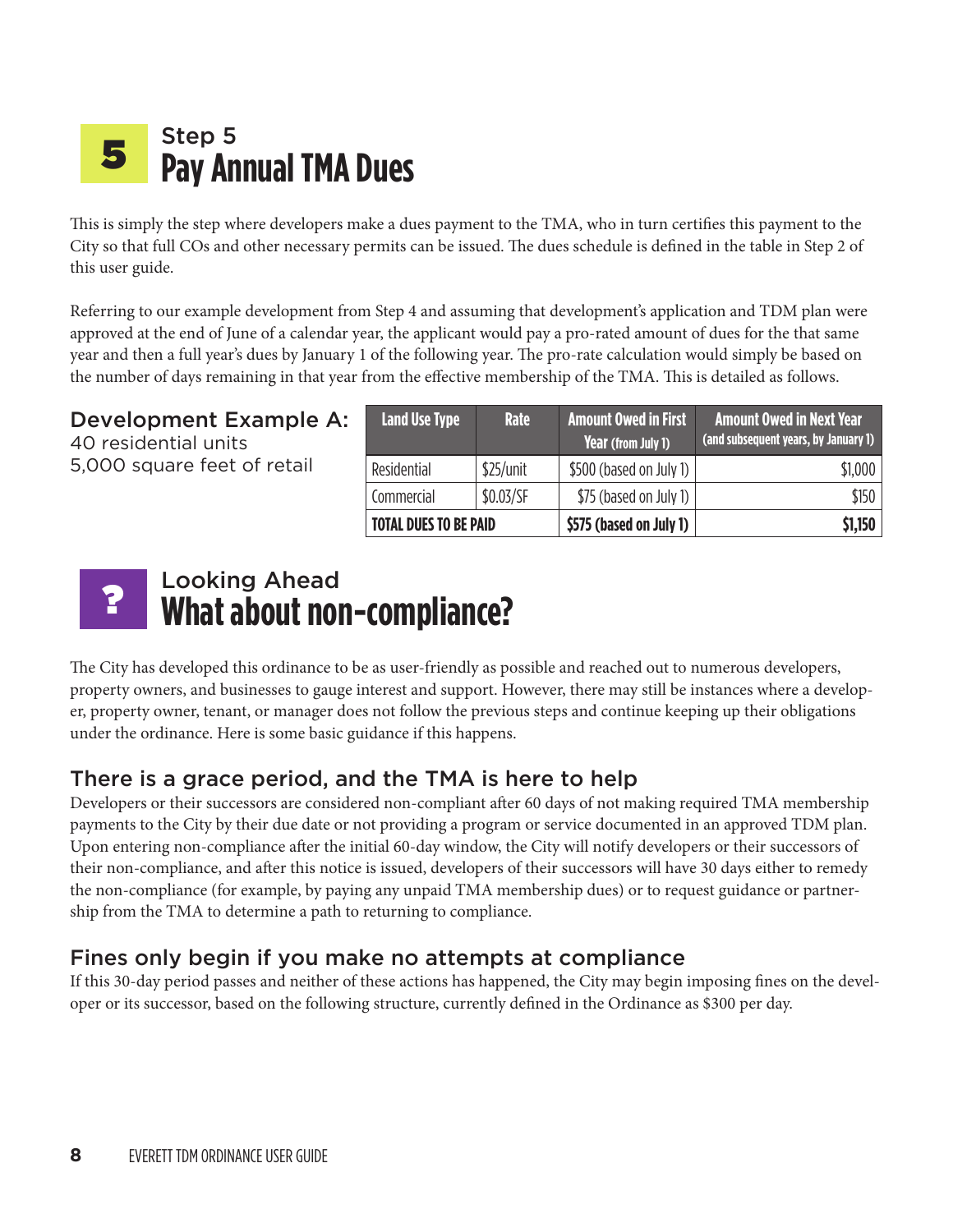# 5 Step 5
## Pay Annual TMA Dues

This is simply the step where developers make a dues payment to the TMA, who in turn certifies this payment to the City so that full COs and other necessary permits can be issued. The dues schedule is defined in the table in Step 2 of this user guide.

Referring to our example development from Step 4 and assuming that development's application and TDM plan were approved at the end of June of a calendar year, the applicant would pay a pro-rated amount of dues for the that same year and then a full year's dues by January 1 of the following year. The pro-rate calculation would simply be based on the number of days remaining in that year from the effective membership of the TMA. This is detailed as follows.

**Development Example A:**
40 residential units
5,000 square feet of retail

| Land Use Type | Rate | Amount Owed in First Year (from July 1) | Amount Owed in Next Year (and subsequent years, by January 1) |
|---|---|---|---|
| Residential | $25/unit | $500 (based on July 1) | $1,000 |
| Commercial | $0.03/SF | $75 (based on July 1) | $150 |
| **TOTAL DUES TO BE PAID** | | **$575 (based on July 1)** | **$1,150** |

# ? Looking Ahead
## What about non-compliance?

The City has developed this ordinance to be as user-friendly as possible and reached out to numerous developers, property owners, and businesses to gauge interest and support. However, there may still be instances where a developer, property owner, tenant, or manager does not follow the previous steps and continue keeping up their obligations under the ordinance. Here is some basic guidance if this happens.

### There is a grace period, and the TMA is here to help

Developers or their successors are considered non-compliant after 60 days of not making required TMA membership payments to the City by their due date or not providing a program or service documented in an approved TDM plan. Upon entering non-compliance after the initial 60-day window, the City will notify developers or their successors of their non-compliance, and after this notice is issued, developers of their successors will have 30 days either to remedy the non-compliance (for example, by paying any unpaid TMA membership dues) or to request guidance or partnership from the TMA to determine a path to returning to compliance.

### Fines only begin if you make no attempts at compliance

If this 30-day period passes and neither of these actions has happened, the City may begin imposing fines on the developer or its successor, based on the following structure, currently defined in the Ordinance as $300 per day.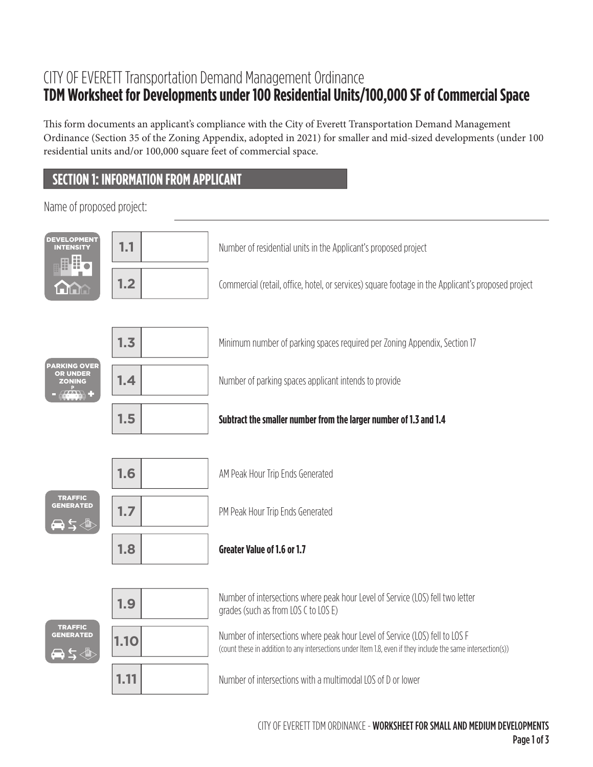# CITY OF EVERETT Transportation Demand Management Ordinance

## TDM Worksheet for Developments under 100 Residential Units/100,000 SF of Commercial Space

This form documents an applicant's compliance with the City of Everett Transportation Demand Management Ordinance (Section 35 of the Zoning Appendix, adopted in 2021) for smaller and mid-sized developments (under 100 residential units and/or 100,000 square feet of commercial space.

## SECTION 1: INFORMATION FROM APPLICANT

Name of proposed project: ____________________

| Category | Item | Value | Description |
|---|---|---|---|
| DEVELOPMENT INTENSITY | 1.1 | | Number of residential units in the Applicant's proposed project |
| | 1.2 | | Commercial (retail, office, hotel, or services) square footage in the Applicant's proposed project |
| PARKING OVER OR UNDER ZONING | 1.3 | | Minimum number of parking spaces required per Zoning Appendix, Section 17 |
| | 1.4 | | Number of parking spaces applicant intends to provide |
| | 1.5 | | **Subtract the smaller number from the larger number of 1.3 and 1.4** |
| TRAFFIC GENERATED | 1.6 | | AM Peak Hour Trip Ends Generated |
| | 1.7 | | PM Peak Hour Trip Ends Generated |
| | 1.8 | | **Greater Value of 1.6 or 1.7** |
| TRAFFIC GENERATED | 1.9 | | Number of intersections where peak hour Level of Service (LOS) fell two letter grades (such as from LOS C to LOS E) |
| | 1.10 | | Number of intersections where peak hour Level of Service (LOS) fell to LOS F (count these in addition to any intersections under Item 1.8, even if they include the same intersection(s)) |
| | 1.11 | | Number of intersections with a multimodal LOS of D or lower |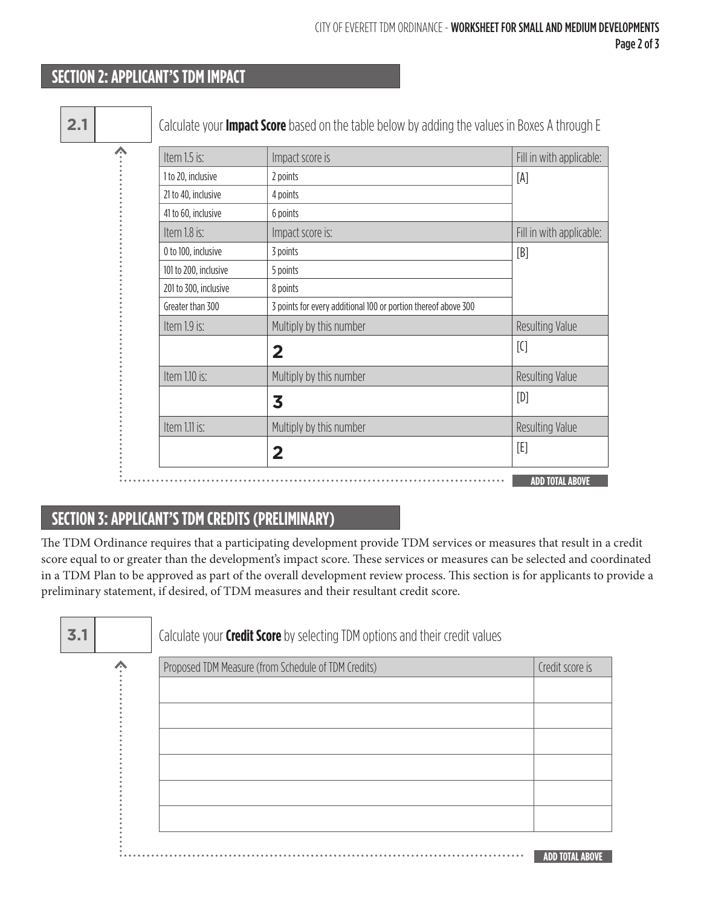## SECTION 2: APPLICANT'S TDM IMPACT

**2.1** Calculate your **Impact Score** based on the table below by adding the values in Boxes A through E

| Item 1.5 is: | Impact score is | Fill in with applicable: |
|---|---|---|
| 1 to 20, inclusive | 2 points | [A] |
| 21 to 40, inclusive | 4 points | |
| 41 to 60, inclusive | 6 points | |
| **Item 1.8 is:** | **Impact score is:** | **Fill in with applicable:** |
| 0 to 100, inclusive | 3 points | [B] |
| 101 to 200, inclusive | 5 points | |
| 201 to 300, inclusive | 8 points | |
| Greater than 300 | 3 points for every additional 100 or portion thereof above 300 | |
| **Item 1.9 is:** | **Multiply by this number** | **Resulting Value** |
| | 2 | [C] |
| **Item 1.10 is:** | **Multiply by this number** | **Resulting Value** |
| | 3 | [D] |
| **Item 1.11 is:** | **Multiply by this number** | **Resulting Value** |
| | 2 | [E] |

**ADD TOTAL ABOVE**

## SECTION 3: APPLICANT'S TDM CREDITS (PRELIMINARY)

The TDM Ordinance requires that a participating development provide TDM services or measures that result in a credit score equal to or greater than the development's impact score. These services or measures can be selected and coordinated in a TDM Plan to be approved as part of the overall development review process. This section is for applicants to provide a preliminary statement, if desired, of TDM measures and their resultant credit score.

**3.1** Calculate your **Credit Score** by selecting TDM options and their credit values

| Proposed TDM Measure (from Schedule of TDM Credits) | Credit score is |
|---|---|
| | |
| | |
| | |
| | |
| | |
| | |

**ADD TOTAL ABOVE**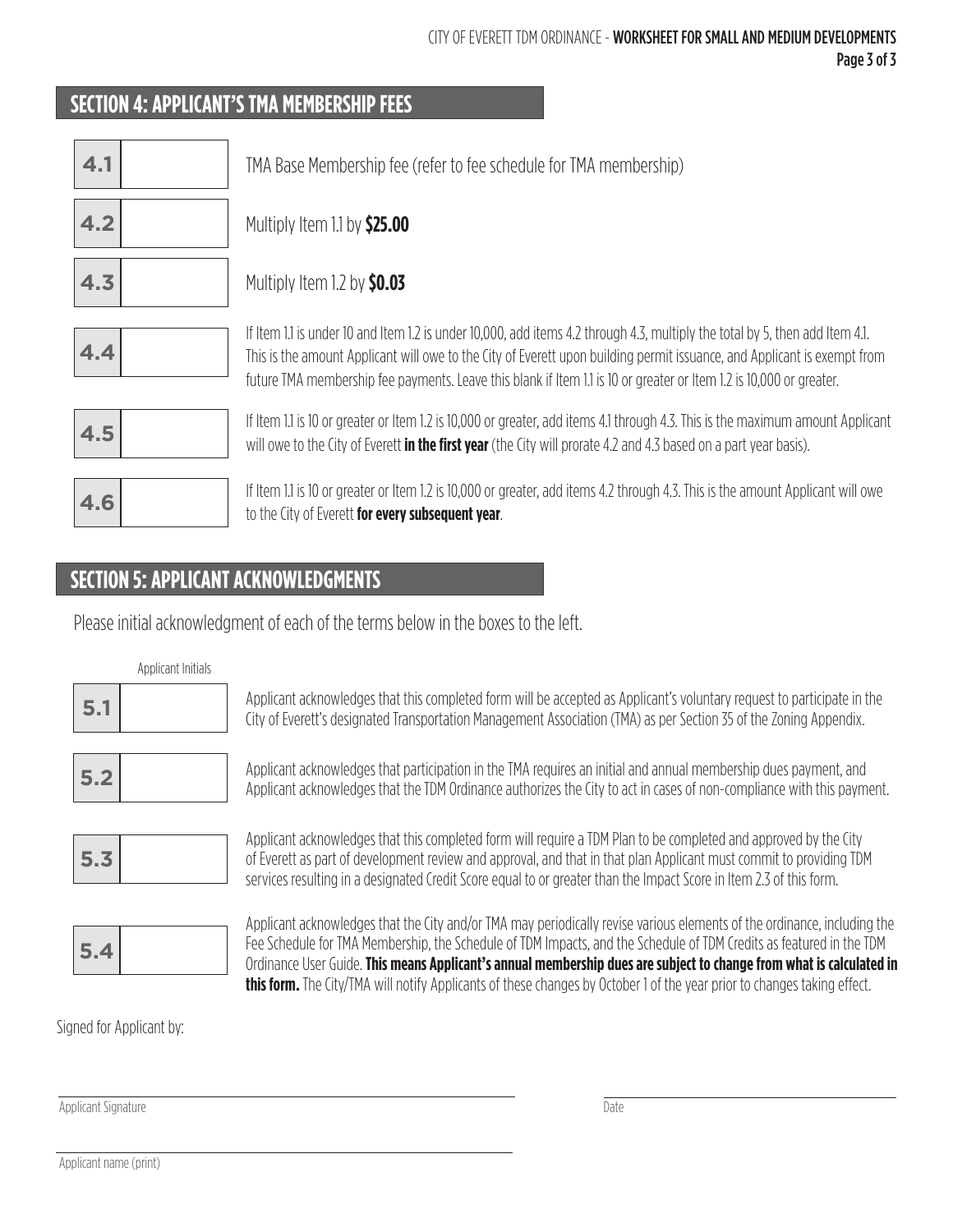## SECTION 4: APPLICANT'S TMA MEMBERSHIP FEES

| | | |
|---|---|---|
| **4.1** | | TMA Base Membership fee (refer to fee schedule for TMA membership) |
| **4.2** | | Multiply Item 1.1 by **$25.00** |
| **4.3** | | Multiply Item 1.2 by **$0.03** |
| **4.4** | | If Item 1.1 is under 10 and Item 1.2 is under 10,000, add items 4.2 through 4.3, multiply the total by 5, then add Item 4.1. This is the amount Applicant will owe to the City of Everett upon building permit issuance, and Applicant is exempt from future TMA membership fee payments. Leave this blank if Item 1.1 is 10 or greater or Item 1.2 is 10,000 or greater. |
| **4.5** | | If Item 1.1 is 10 or greater or Item 1.2 is 10,000 or greater, add items 4.1 through 4.3. This is the maximum amount Applicant will owe to the City of Everett **in the first year** (the City will prorate 4.2 and 4.3 based on a part year basis). |
| **4.6** | | If Item 1.1 is 10 or greater or Item 1.2 is 10,000 or greater, add items 4.2 through 4.3. This is the amount Applicant will owe to the City of Everett **for every subsequent year**. |

## SECTION 5: APPLICANT ACKNOWLEDGMENTS

Please initial acknowledgment of each of the terms below in the boxes to the left.

| | Applicant Initials | |
|---|---|---|
| **5.1** | | Applicant acknowledges that this completed form will be accepted as Applicant's voluntary request to participate in the City of Everett's designated Transportation Management Association (TMA) as per Section 35 of the Zoning Appendix. |
| **5.2** | | Applicant acknowledges that participation in the TMA requires an initial and annual membership dues payment, and Applicant acknowledges that the TDM Ordinance authorizes the City to act in cases of non-compliance with this payment. |
| **5.3** | | Applicant acknowledges that this completed form will require a TDM Plan to be completed and approved by the City of Everett as part of development review and approval, and that in that plan Applicant must commit to providing TDM services resulting in a designated Credit Score equal to or greater than the Impact Score in Item 2.3 of this form. |
| **5.4** | | Applicant acknowledges that the City and/or TMA may periodically revise various elements of the ordinance, including the Fee Schedule for TMA Membership, the Schedule of TDM Impacts, and the Schedule of TDM Credits as featured in the TDM Ordinance User Guide. **This means Applicant's annual membership dues are subject to change from what is calculated in this form.** The City/TMA will notify Applicants of these changes by October 1 of the year prior to changes taking effect. |

Signed for Applicant by:

______________________________ Applicant Signature

______________________________ Date

______________________________ Applicant name (print)